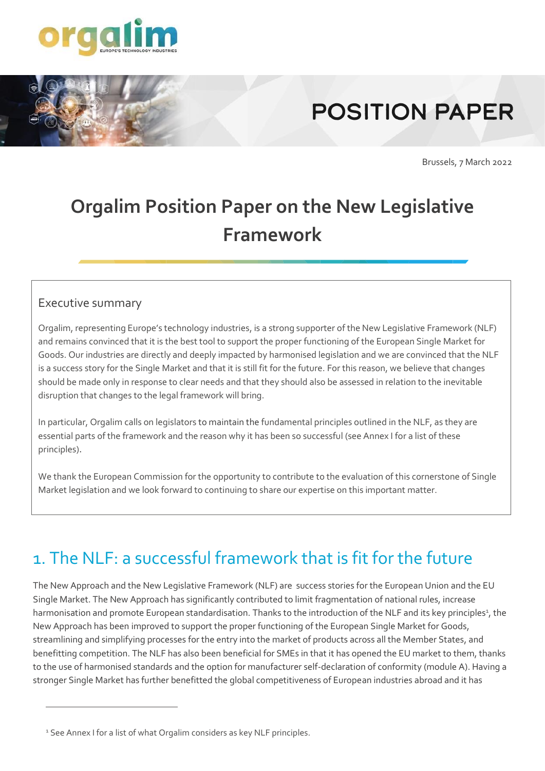POSITION PAPER

Brussels, 7 March 2022

# Orgalim Position Paper on the New Legislative Framework

## Executive summary

Orgalim, representing Europe's technology industries, is a strong supporter of the New Legislative Framework (NLF) and remains convinced that it is the best tool to support the proper functioning of the European Single Market for Goods. Our industries are directly and deeply impacted by harmonised legislation and we are convinced that the NLF is a success story for the Single Market and that it is still fit for the future. For this reason, we believe that changes should be made only in response to clear needs and that they should also be assessed in relation to the inevitable disruption that changes to the legal framework will bring.

In particular, Orgalim calls on legislators to maintain the fundamental principles outlined in the NLF, as they are essential parts of the framework and the reason why it has been so successful (see Annex I for a list of these principles).

We thank the European Commission for the opportunity to contribute to the evaluation of this cornerstone of Single Market legislation and we look forward to continuing to share our expertise on this important matter.

## 1. The NLF: a successful framework that is fit for the future

The New Approach and the New Legislative Framework (NLF) are success stories for the European Union and the EU Single Market. The New Approach has significantly contributed to limit fragmentation of national rules, increase harmonisation and promote European standardisation. Thanks to the introduction of the NLF and its key principles[1], the New Approach has been improved to support the proper functioning of the European Single Market for Goods, streamlining and simplifying processes for the entry into the market of products across all the Member States, and benefitting competition. The NLF has also been beneficial for SMEs in that it has opened the EU market to them, thanks to the use of harmonised standards and the option for manufacturer self-declaration of conformity (module A). Having a stronger Single Market has further benefitted the global competitiveness of European industries abroad and it has

[1] See Annex I for a list of what Orgalim considers as key NLF principles.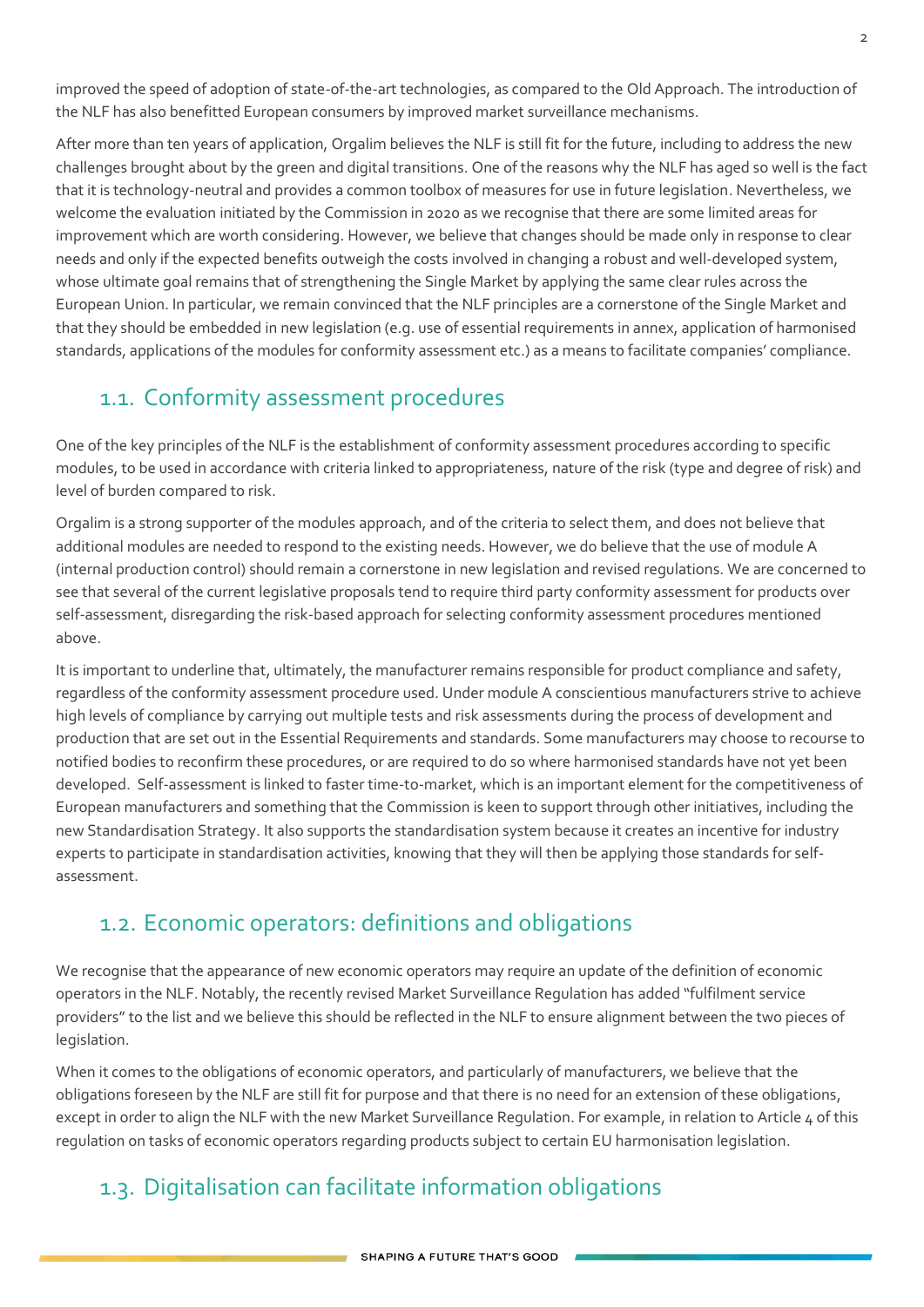improved the speed of adoption of state-of-the-art technologies, as compared to the Old Approach. The introduction of the NLF has also benefitted European consumers by improved market surveillance mechanisms.

After more than ten years of application, Orgalim believes the NLF is still fit for the future, including to address the new challenges brought about by the green and digital transitions. One of the reasons why the NLF has aged so well is the fact that it is technology-neutral and provides a common toolbox of measures for use in future legislation. Nevertheless, we welcome the evaluation initiated by the Commission in 2020 as we recognise that there are some limited areas for improvement which are worth considering. However, we believe that changes should be made only in response to clear needs and only if the expected benefits outweigh the costs involved in changing a robust and well-developed system, whose ultimate goal remains that of strengthening the Single Market by applying the same clear rules across the European Union. In particular, we remain convinced that the NLF principles are a cornerstone of the Single Market and that they should be embedded in new legislation (e.g. use of essential requirements in annex, application of harmonised standards, applications of the modules for conformity assessment etc.) as a means to facilitate companies' compliance.

## 1.1. Conformity assessment procedures

One of the key principles of the NLF is the establishment of conformity assessment procedures according to specific modules, to be used in accordance with criteria linked to appropriateness, nature of the risk (type and degree of risk) and level of burden compared to risk.

Orgalim is a strong supporter of the modules approach, and of the criteria to select them, and does not believe that additional modules are needed to respond to the existing needs. However, we do believe that the use of module A (internal production control) should remain a cornerstone in new legislation and revised regulations. We are concerned to see that several of the current legislative proposals tend to require third party conformity assessment for products over self-assessment, disregarding the risk-based approach for selecting conformity assessment procedures mentioned above.

It is important to underline that, ultimately, the manufacturer remains responsible for product compliance and safety, regardless of the conformity assessment procedure used. Under module A conscientious manufacturers strive to achieve high levels of compliance by carrying out multiple tests and risk assessments during the process of development and production that are set out in the Essential Requirements and standards. Some manufacturers may choose to recourse to notified bodies to reconfirm these procedures, or are required to do so where harmonised standards have not yet been developed. Self-assessment is linked to faster time-to-market, which is an important element for the competitiveness of European manufacturers and something that the Commission is keen to support through other initiatives, including the new Standardisation Strategy. It also supports the standardisation system because it creates an incentive for industry experts to participate in standardisation activities, knowing that they will then be applying those standards for self-assessment.

## 1.2. Economic operators: definitions and obligations

We recognise that the appearance of new economic operators may require an update of the definition of economic operators in the NLF. Notably, the recently revised Market Surveillance Regulation has added "fulfilment service providers" to the list and we believe this should be reflected in the NLF to ensure alignment between the two pieces of legislation.

When it comes to the obligations of economic operators, and particularly of manufacturers, we believe that the obligations foreseen by the NLF are still fit for purpose and that there is no need for an extension of these obligations, except in order to align the NLF with the new Market Surveillance Regulation. For example, in relation to Article 4 of this regulation on tasks of economic operators regarding products subject to certain EU harmonisation legislation.

## 1.3. Digitalisation can facilitate information obligations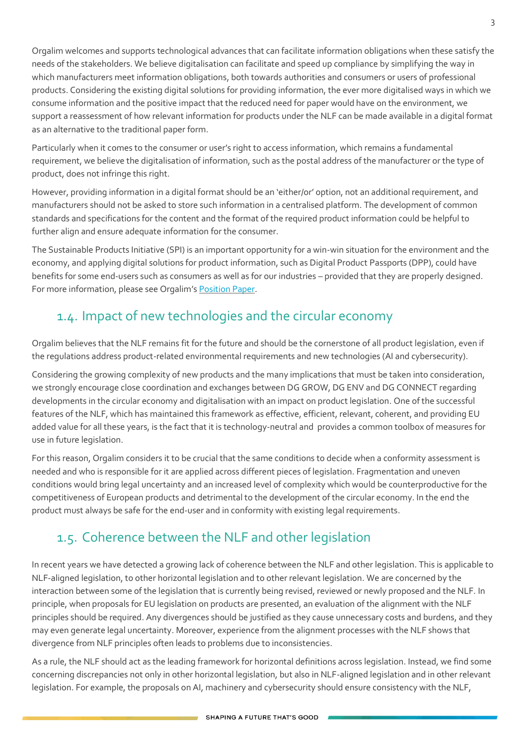Orgalim welcomes and supports technological advances that can facilitate information obligations when these satisfy the needs of the stakeholders. We believe digitalisation can facilitate and speed up compliance by simplifying the way in which manufacturers meet information obligations, both towards authorities and consumers or users of professional products. Considering the existing digital solutions for providing information, the ever more digitalised ways in which we consume information and the positive impact that the reduced need for paper would have on the environment, we support a reassessment of how relevant information for products under the NLF can be made available in a digital format as an alternative to the traditional paper form.

Particularly when it comes to the consumer or user's right to access information, which remains a fundamental requirement, we believe the digitalisation of information, such as the postal address of the manufacturer or the type of product, does not infringe this right.

However, providing information in a digital format should be an 'either/or' option, not an additional requirement, and manufacturers should not be asked to store such information in a centralised platform. The development of common standards and specifications for the content and the format of the required product information could be helpful to further align and ensure adequate information for the consumer.

The Sustainable Products Initiative (SPI) is an important opportunity for a win-win situation for the environment and the economy, and applying digital solutions for product information, such as Digital Product Passports (DPP), could have benefits for some end-users such as consumers as well as for our industries – provided that they are properly designed. For more information, please see Orgalim's Position Paper.

## 1.4. Impact of new technologies and the circular economy

Orgalim believes that the NLF remains fit for the future and should be the cornerstone of all product legislation, even if the regulations address product-related environmental requirements and new technologies (AI and cybersecurity).

Considering the growing complexity of new products and the many implications that must be taken into consideration, we strongly encourage close coordination and exchanges between DG GROW, DG ENV and DG CONNECT regarding developments in the circular economy and digitalisation with an impact on product legislation. One of the successful features of the NLF, which has maintained this framework as effective, efficient, relevant, coherent, and providing EU added value for all these years, is the fact that it is technology-neutral and provides a common toolbox of measures for use in future legislation.

For this reason, Orgalim considers it to be crucial that the same conditions to decide when a conformity assessment is needed and who is responsible for it are applied across different pieces of legislation. Fragmentation and uneven conditions would bring legal uncertainty and an increased level of complexity which would be counterproductive for the competitiveness of European products and detrimental to the development of the circular economy. In the end the product must always be safe for the end-user and in conformity with existing legal requirements.

## 1.5. Coherence between the NLF and other legislation

In recent years we have detected a growing lack of coherence between the NLF and other legislation. This is applicable to NLF-aligned legislation, to other horizontal legislation and to other relevant legislation. We are concerned by the interaction between some of the legislation that is currently being revised, reviewed or newly proposed and the NLF. In principle, when proposals for EU legislation on products are presented, an evaluation of the alignment with the NLF principles should be required. Any divergences should be justified as they cause unnecessary costs and burdens, and they may even generate legal uncertainty. Moreover, experience from the alignment processes with the NLF shows that divergence from NLF principles often leads to problems due to inconsistencies.

As a rule, the NLF should act as the leading framework for horizontal definitions across legislation. Instead, we find some concerning discrepancies not only in other horizontal legislation, but also in NLF-aligned legislation and in other relevant legislation. For example, the proposals on AI, machinery and cybersecurity should ensure consistency with the NLF,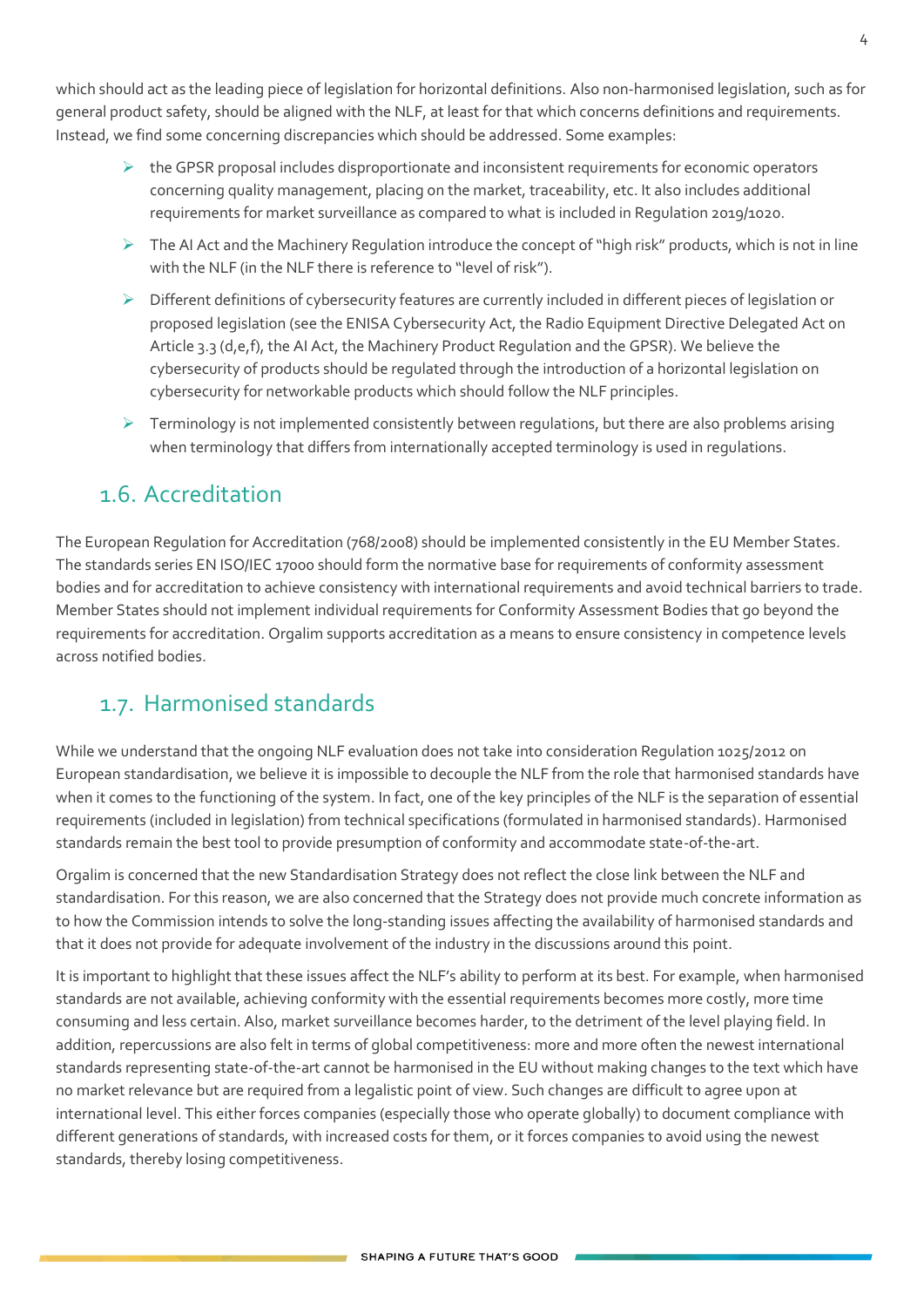which should act as the leading piece of legislation for horizontal definitions. Also non-harmonised legislation, such as for general product safety, should be aligned with the NLF, at least for that which concerns definitions and requirements. Instead, we find some concerning discrepancies which should be addressed. Some examples:

- the GPSR proposal includes disproportionate and inconsistent requirements for economic operators concerning quality management, placing on the market, traceability, etc. It also includes additional requirements for market surveillance as compared to what is included in Regulation 2019/1020.
- The AI Act and the Machinery Regulation introduce the concept of "high risk" products, which is not in line with the NLF (in the NLF there is reference to "level of risk").
- Different definitions of cybersecurity features are currently included in different pieces of legislation or proposed legislation (see the ENISA Cybersecurity Act, the Radio Equipment Directive Delegated Act on Article 3.3 (d,e,f), the AI Act, the Machinery Product Regulation and the GPSR). We believe the cybersecurity of products should be regulated through the introduction of a horizontal legislation on cybersecurity for networkable products which should follow the NLF principles.
- Terminology is not implemented consistently between regulations, but there are also problems arising when terminology that differs from internationally accepted terminology is used in regulations.

## 1.6. Accreditation

The European Regulation for Accreditation (768/2008) should be implemented consistently in the EU Member States. The standards series EN ISO/IEC 17000 should form the normative base for requirements of conformity assessment bodies and for accreditation to achieve consistency with international requirements and avoid technical barriers to trade. Member States should not implement individual requirements for Conformity Assessment Bodies that go beyond the requirements for accreditation. Orgalim supports accreditation as a means to ensure consistency in competence levels across notified bodies.

## 1.7. Harmonised standards

While we understand that the ongoing NLF evaluation does not take into consideration Regulation 1025/2012 on European standardisation, we believe it is impossible to decouple the NLF from the role that harmonised standards have when it comes to the functioning of the system. In fact, one of the key principles of the NLF is the separation of essential requirements (included in legislation) from technical specifications (formulated in harmonised standards). Harmonised standards remain the best tool to provide presumption of conformity and accommodate state-of-the-art.

Orgalim is concerned that the new Standardisation Strategy does not reflect the close link between the NLF and standardisation. For this reason, we are also concerned that the Strategy does not provide much concrete information as to how the Commission intends to solve the long-standing issues affecting the availability of harmonised standards and that it does not provide for adequate involvement of the industry in the discussions around this point.

It is important to highlight that these issues affect the NLF's ability to perform at its best. For example, when harmonised standards are not available, achieving conformity with the essential requirements becomes more costly, more time consuming and less certain. Also, market surveillance becomes harder, to the detriment of the level playing field. In addition, repercussions are also felt in terms of global competitiveness: more and more often the newest international standards representing state-of-the-art cannot be harmonised in the EU without making changes to the text which have no market relevance but are required from a legalistic point of view. Such changes are difficult to agree upon at international level. This either forces companies (especially those who operate globally) to document compliance with different generations of standards, with increased costs for them, or it forces companies to avoid using the newest standards, thereby losing competitiveness.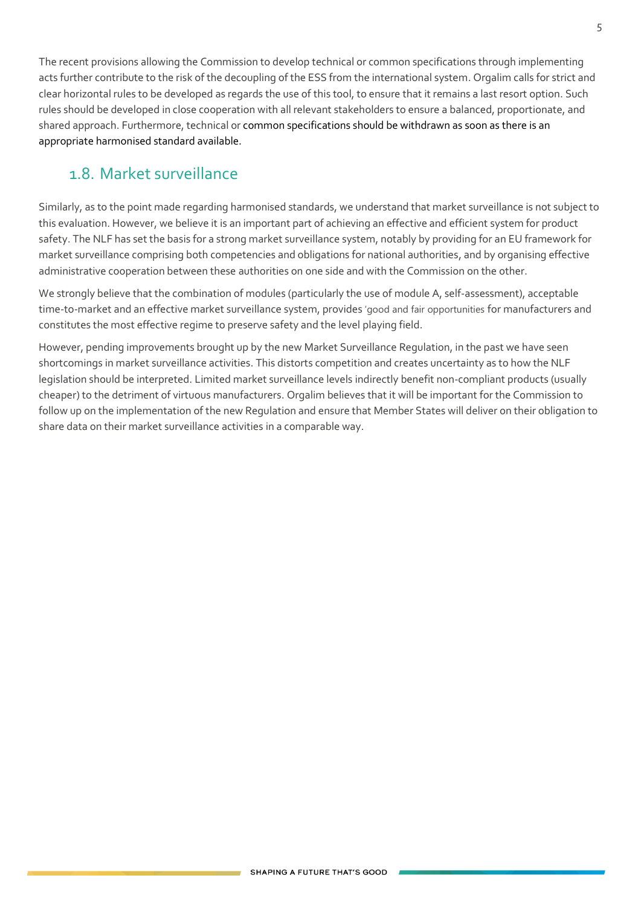The recent provisions allowing the Commission to develop technical or common specifications through implementing acts further contribute to the risk of the decoupling of the ESS from the international system. Orgalim calls for strict and clear horizontal rules to be developed as regards the use of this tool, to ensure that it remains a last resort option. Such rules should be developed in close cooperation with all relevant stakeholders to ensure a balanced, proportionate, and shared approach. Furthermore, technical or common specifications should be withdrawn as soon as there is an appropriate harmonised standard available.

## 1.8. Market surveillance

Similarly, as to the point made regarding harmonised standards, we understand that market surveillance is not subject to this evaluation. However, we believe it is an important part of achieving an effective and efficient system for product safety. The NLF has set the basis for a strong market surveillance system, notably by providing for an EU framework for market surveillance comprising both competencies and obligations for national authorities, and by organising effective administrative cooperation between these authorities on one side and with the Commission on the other.

We strongly believe that the combination of modules (particularly the use of module A, self-assessment), acceptable time-to-market and an effective market surveillance system, provides 'good and fair opportunities for manufacturers and constitutes the most effective regime to preserve safety and the level playing field.

However, pending improvements brought up by the new Market Surveillance Regulation, in the past we have seen shortcomings in market surveillance activities. This distorts competition and creates uncertainty as to how the NLF legislation should be interpreted. Limited market surveillance levels indirectly benefit non-compliant products (usually cheaper) to the detriment of virtuous manufacturers. Orgalim believes that it will be important for the Commission to follow up on the implementation of the new Regulation and ensure that Member States will deliver on their obligation to share data on their market surveillance activities in a comparable way.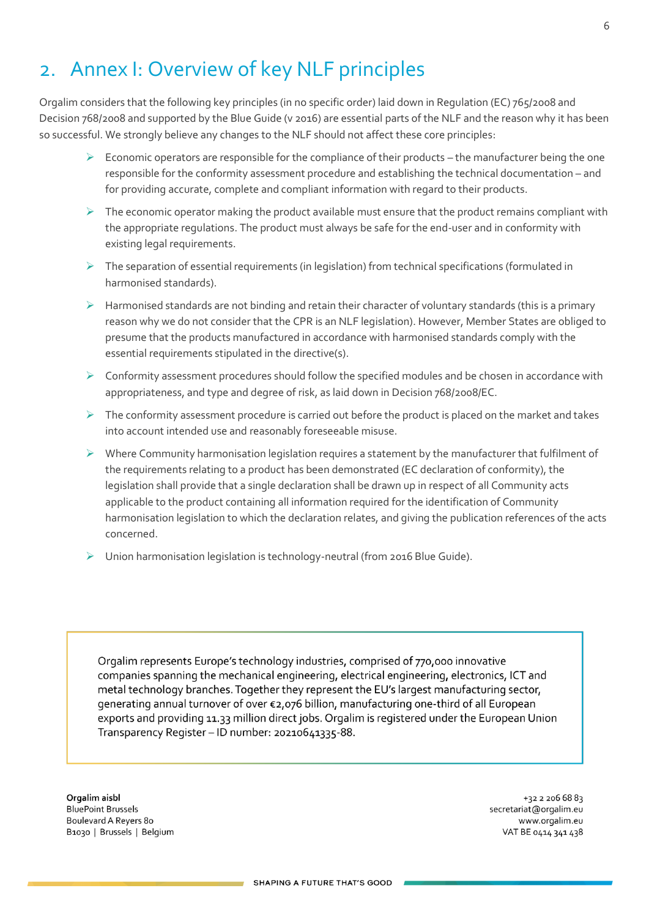## 2. Annex I: Overview of key NLF principles

Orgalim considers that the following key principles (in no specific order) laid down in Regulation (EC) 765/2008 and Decision 768/2008 and supported by the Blue Guide (v 2016) are essential parts of the NLF and the reason why it has been so successful. We strongly believe any changes to the NLF should not affect these core principles:

- Economic operators are responsible for the compliance of their products – the manufacturer being the one responsible for the conformity assessment procedure and establishing the technical documentation – and for providing accurate, complete and compliant information with regard to their products.
- The economic operator making the product available must ensure that the product remains compliant with the appropriate regulations. The product must always be safe for the end-user and in conformity with existing legal requirements.
- The separation of essential requirements (in legislation) from technical specifications (formulated in harmonised standards).
- Harmonised standards are not binding and retain their character of voluntary standards (this is a primary reason why we do not consider that the CPR is an NLF legislation). However, Member States are obliged to presume that the products manufactured in accordance with harmonised standards comply with the essential requirements stipulated in the directive(s).
- Conformity assessment procedures should follow the specified modules and be chosen in accordance with appropriateness, and type and degree of risk, as laid down in Decision 768/2008/EC.
- The conformity assessment procedure is carried out before the product is placed on the market and takes into account intended use and reasonably foreseeable misuse.
- Where Community harmonisation legislation requires a statement by the manufacturer that fulfilment of the requirements relating to a product has been demonstrated (EC declaration of conformity), the legislation shall provide that a single declaration shall be drawn up in respect of all Community acts applicable to the product containing all information required for the identification of Community harmonisation legislation to which the declaration relates, and giving the publication references of the acts concerned.
- Union harmonisation legislation is technology-neutral (from 2016 Blue Guide).

Orgalim represents Europe's technology industries, comprised of 770,000 innovative companies spanning the mechanical engineering, electrical engineering, electronics, ICT and metal technology branches. Together they represent the EU's largest manufacturing sector, generating annual turnover of over €2,076 billion, manufacturing one-third of all European exports and providing 11.33 million direct jobs. Orgalim is registered under the European Union Transparency Register – ID number: 20210641335-88.

**Orgalim aisbl**
BluePoint Brussels
Boulevard A Reyers 80
B1030 | Brussels | Belgium

+32 2 206 68 83
secretariat@orgalim.eu
www.orgalim.eu
VAT BE 0414 341 438

SHAPING A FUTURE THAT'S GOOD